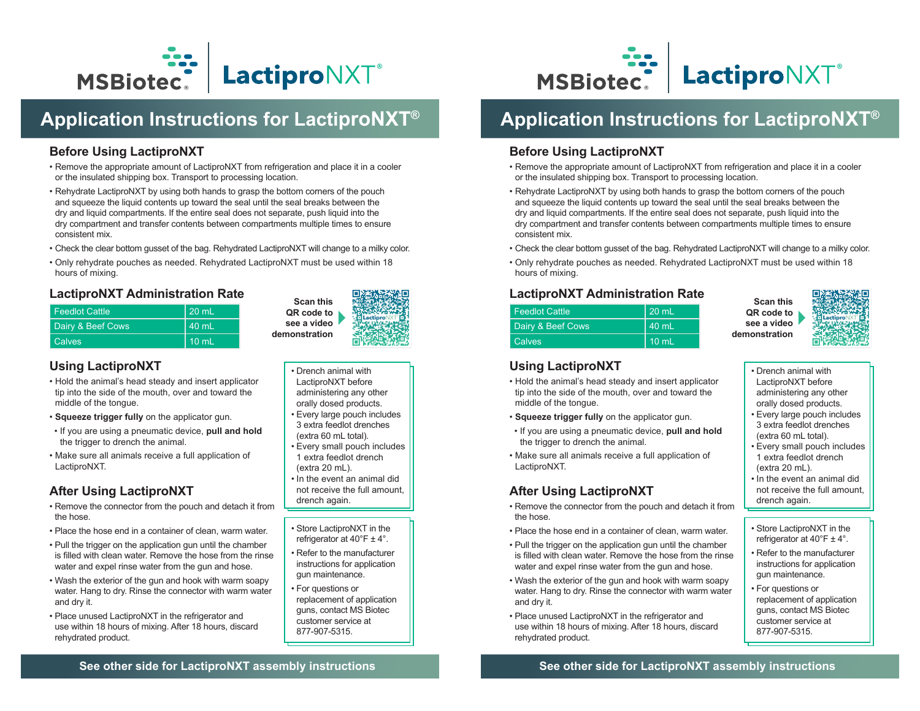MSBiotec | LactiproNXT®

# Application Instructions for LactiproNXT®

## Before Using LactiproNXT

- Remove the appropriate amount of LactiproNXT from refrigeration and place it in a cooler or the insulated shipping box. Transport to processing location.
- Rehydrate LactiproNXT by using both hands to grasp the bottom corners of the pouch and squeeze the liquid contents up toward the seal until the seal breaks between the dry and liquid compartments. If the entire seal does not separate, push liquid into the dry compartment and transfer contents between compartments multiple times to ensure consistent mix.
- Check the clear bottom gusset of the bag. Rehydrated LactiproNXT will change to a milky color.
- Only rehydrate pouches as needed. Rehydrated LactiproNXT must be used within 18 hours of mixing.

## LactiproNXT Administration Rate

| Animal | Rate |
|---|---|
| Feedlot Cattle | 20 mL |
| Dairy & Beef Cows | 40 mL |
| Calves | 10 mL |

**Scan this QR code to see a video demonstration**

## Using LactiproNXT

- Hold the animal's head steady and insert applicator tip into the side of the mouth, over and toward the middle of the tongue.
- **Squeeze trigger fully** on the applicator gun.
  - If you are using a pneumatic device, **pull and hold** the trigger to drench the animal.
- Make sure all animals receive a full application of LactiproNXT.

- Drench animal with LactiproNXT before administering any other orally dosed products.
- Every large pouch includes 3 extra feedlot drenches (extra 60 mL total).
- Every small pouch includes 1 extra feedlot drench (extra 20 mL).
- In the event an animal did not receive the full amount, drench again.

## After Using LactiproNXT

- Remove the connector from the pouch and detach it from the hose.
- Place the hose end in a container of clean, warm water.
- Pull the trigger on the application gun until the chamber is filled with clean water. Remove the hose from the rinse water and expel rinse water from the gun and hose.
- Wash the exterior of the gun and hook with warm soapy water. Hang to dry. Rinse the connector with warm water and dry it.
- Place unused LactiproNXT in the refrigerator and use within 18 hours of mixing. After 18 hours, discard rehydrated product.

- Store LactiproNXT in the refrigerator at 40°F ± 4°.
- Refer to the manufacturer instructions for application gun maintenance.
- For questions or replacement of application guns, contact MS Biotec customer service at 877-907-5315.

**See other side for LactiproNXT assembly instructions**

---

MSBiotec | LactiproNXT®

# Application Instructions for LactiproNXT®

## Before Using LactiproNXT

- Remove the appropriate amount of LactiproNXT from refrigeration and place it in a cooler or the insulated shipping box. Transport to processing location.
- Rehydrate LactiproNXT by using both hands to grasp the bottom corners of the pouch and squeeze the liquid contents up toward the seal until the seal breaks between the dry and liquid compartments. If the entire seal does not separate, push liquid into the dry compartment and transfer contents between compartments multiple times to ensure consistent mix.
- Check the clear bottom gusset of the bag. Rehydrated LactiproNXT will change to a milky color.
- Only rehydrate pouches as needed. Rehydrated LactiproNXT must be used within 18 hours of mixing.

## LactiproNXT Administration Rate

| Animal | Rate |
|---|---|
| Feedlot Cattle | 20 mL |
| Dairy & Beef Cows | 40 mL |
| Calves | 10 mL |

**Scan this QR code to see a video demonstration**

## Using LactiproNXT

- Hold the animal's head steady and insert applicator tip into the side of the mouth, over and toward the middle of the tongue.
- **Squeeze trigger fully** on the applicator gun.
  - If you are using a pneumatic device, **pull and hold** the trigger to drench the animal.
- Make sure all animals receive a full application of LactiproNXT.

- Drench animal with LactiproNXT before administering any other orally dosed products.
- Every large pouch includes 3 extra feedlot drenches (extra 60 mL total).
- Every small pouch includes 1 extra feedlot drench (extra 20 mL).
- In the event an animal did not receive the full amount, drench again.

## After Using LactiproNXT

- Remove the connector from the pouch and detach it from the hose.
- Place the hose end in a container of clean, warm water.
- Pull the trigger on the application gun until the chamber is filled with clean water. Remove the hose from the rinse water and expel rinse water from the gun and hose.
- Wash the exterior of the gun and hook with warm soapy water. Hang to dry. Rinse the connector with warm water and dry it.
- Place unused LactiproNXT in the refrigerator and use within 18 hours of mixing. After 18 hours, discard rehydrated product.

- Store LactiproNXT in the refrigerator at 40°F ± 4°.
- Refer to the manufacturer instructions for application gun maintenance.
- For questions or replacement of application guns, contact MS Biotec customer service at 877-907-5315.

**See other side for LactiproNXT assembly instructions**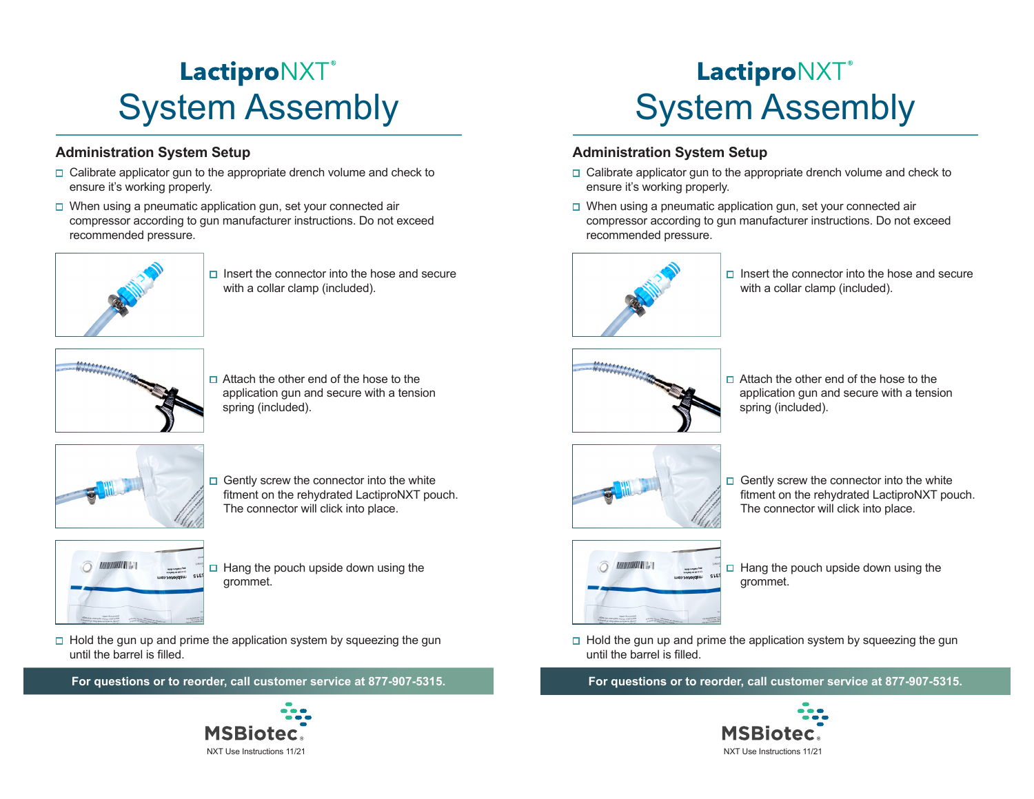# LactiproNXT®

# System Assembly

## Administration System Setup

- ☐ Calibrate applicator gun to the appropriate drench volume and check to ensure it's working properly.
- ☐ When using a pneumatic application gun, set your connected air compressor according to gun manufacturer instructions. Do not exceed recommended pressure.
- ☐ Insert the connector into the hose and secure with a collar clamp (included).
- ☐ Attach the other end of the hose to the application gun and secure with a tension spring (included).
- ☐ Gently screw the connector into the white fitment on the rehydrated LactiproNXT pouch. The connector will click into place.
- ☐ Hang the pouch upside down using the grommet.
- ☐ Hold the gun up and prime the application system by squeezing the gun until the barrel is filled.

**For questions or to reorder, call customer service at 877-907-5315.**

MSBiotec.

NXT Use Instructions 11/21

# LactiproNXT®

# System Assembly

## Administration System Setup

- ☐ Calibrate applicator gun to the appropriate drench volume and check to ensure it's working properly.
- ☐ When using a pneumatic application gun, set your connected air compressor according to gun manufacturer instructions. Do not exceed recommended pressure.
- ☐ Insert the connector into the hose and secure with a collar clamp (included).
- ☐ Attach the other end of the hose to the application gun and secure with a tension spring (included).
- ☐ Gently screw the connector into the white fitment on the rehydrated LactiproNXT pouch. The connector will click into place.
- ☐ Hang the pouch upside down using the grommet.
- ☐ Hold the gun up and prime the application system by squeezing the gun until the barrel is filled.

**For questions or to reorder, call customer service at 877-907-5315.**

MSBiotec.

NXT Use Instructions 11/21